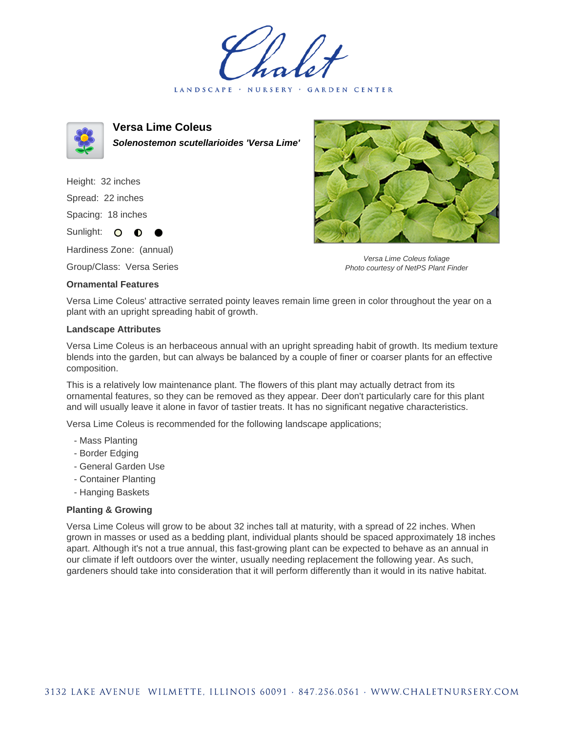# Versa Lime Coleus

***Solenostemon scutellarioides 'Versa Lime'***

Height: 32 inches

Spread: 22 inches

Spacing: 18 inches

Sunlight: ○ ◐ ●

Hardiness Zone: (annual)

Group/Class: Versa Series

*Versa Lime Coleus foliage*
*Photo courtesy of NetPS Plant Finder*

### Ornamental Features

Versa Lime Coleus' attractive serrated pointy leaves remain lime green in color throughout the year on a plant with an upright spreading habit of growth.

### Landscape Attributes

Versa Lime Coleus is an herbaceous annual with an upright spreading habit of growth. Its medium texture blends into the garden, but can always be balanced by a couple of finer or coarser plants for an effective composition.

This is a relatively low maintenance plant. The flowers of this plant may actually detract from its ornamental features, so they can be removed as they appear. Deer don't particularly care for this plant and will usually leave it alone in favor of tastier treats. It has no significant negative characteristics.

Versa Lime Coleus is recommended for the following landscape applications;

- Mass Planting
- Border Edging
- General Garden Use
- Container Planting
- Hanging Baskets

### Planting & Growing

Versa Lime Coleus will grow to be about 32 inches tall at maturity, with a spread of 22 inches. When grown in masses or used as a bedding plant, individual plants should be spaced approximately 18 inches apart. Although it's not a true annual, this fast-growing plant can be expected to behave as an annual in our climate if left outdoors over the winter, usually needing replacement the following year. As such, gardeners should take into consideration that it will perform differently than it would in its native habitat.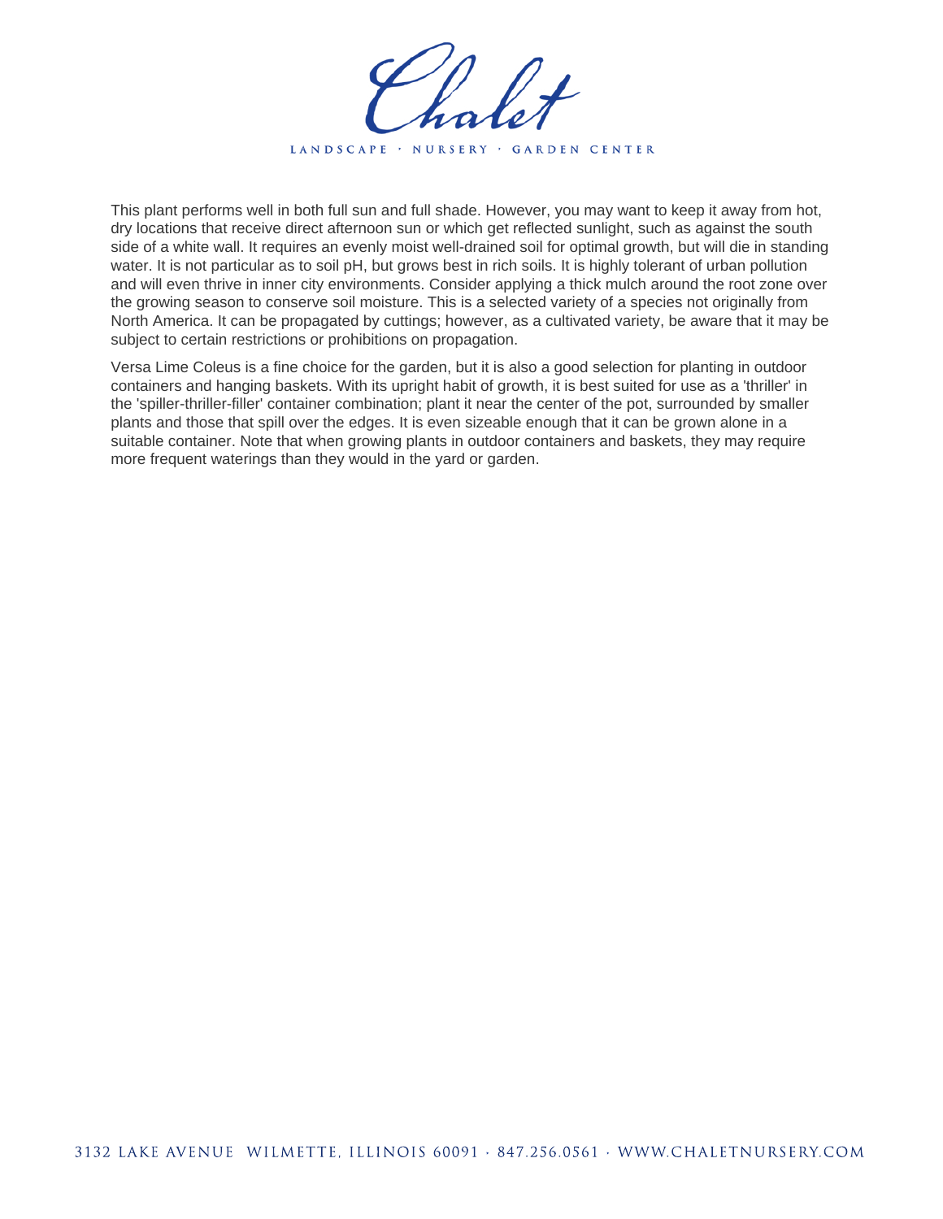This plant performs well in both full sun and full shade. However, you may want to keep it away from hot, dry locations that receive direct afternoon sun or which get reflected sunlight, such as against the south side of a white wall. It requires an evenly moist well-drained soil for optimal growth, but will die in standing water. It is not particular as to soil pH, but grows best in rich soils. It is highly tolerant of urban pollution and will even thrive in inner city environments. Consider applying a thick mulch around the root zone over the growing season to conserve soil moisture. This is a selected variety of a species not originally from North America. It can be propagated by cuttings; however, as a cultivated variety, be aware that it may be subject to certain restrictions or prohibitions on propagation.

Versa Lime Coleus is a fine choice for the garden, but it is also a good selection for planting in outdoor containers and hanging baskets. With its upright habit of growth, it is best suited for use as a 'thriller' in the 'spiller-thriller-filler' container combination; plant it near the center of the pot, surrounded by smaller plants and those that spill over the edges. It is even sizeable enough that it can be grown alone in a suitable container. Note that when growing plants in outdoor containers and baskets, they may require more frequent waterings than they would in the yard or garden.